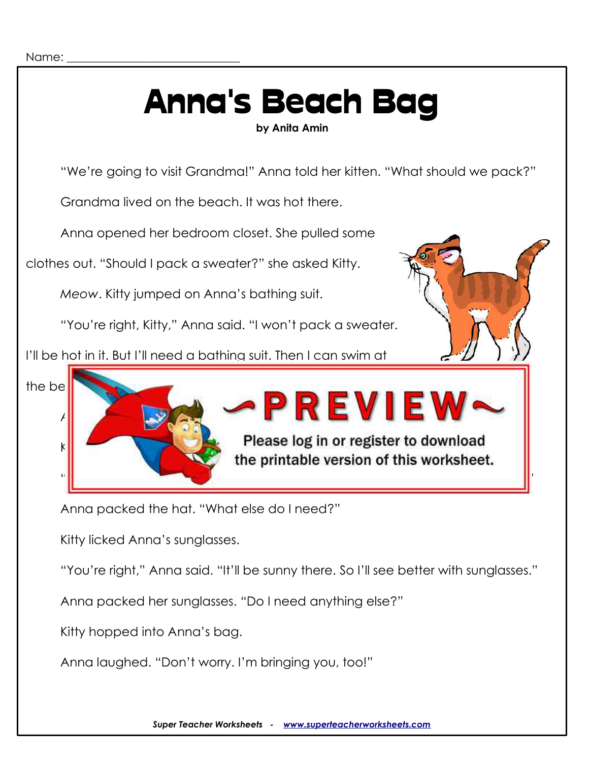Name: ___________________________

# Anna's Beach Bag

**by Anita Amin**

"We're going to visit Grandma!" Anna told her kitten. "What should we pack?"

Grandma lived on the beach. It was hot there.

Anna opened her bedroom closet. She pulled some clothes out. "Should I pack a sweater?" she asked Kitty.

*Meow*. Kitty jumped on Anna's bathing suit.

"You're right, Kitty," Anna said. "I won't pack a sweater. I'll be hot in it. But I'll need a bathing suit. Then I can swim at the be

/

K

"

~PREVIEW~

Please log in or register to download the printable version of this worksheet.

Anna packed the hat. "What else do I need?"

Kitty licked Anna's sunglasses.

"You're right," Anna said. "It'll be sunny there. So I'll see better with sunglasses."

Anna packed her sunglasses. "Do I need anything else?"

Kitty hopped into Anna's bag.

Anna laughed. "Don't worry. I'm bringing you, too!"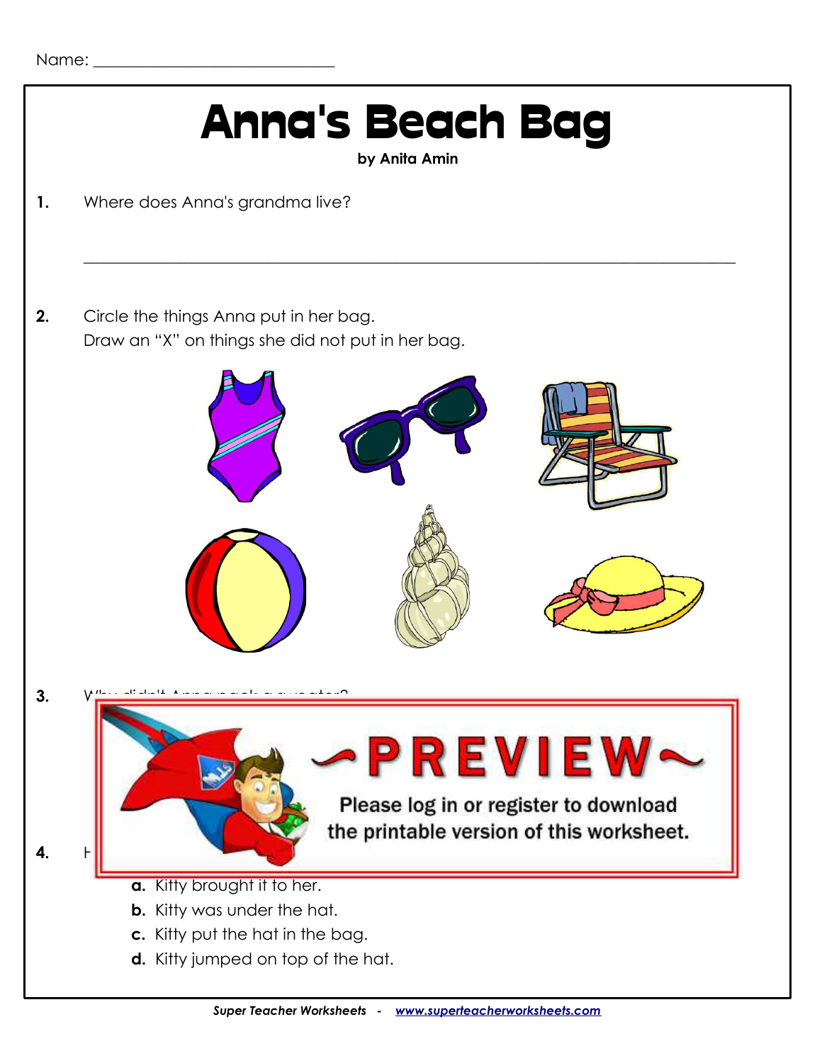Name: ______________________________

# Anna's Beach Bag

**by Anita Amin**

**1.** Where does Anna's grandma live?

_______________________________________________________________________________

**2.** Circle the things Anna put in her bag.
Draw an "X" on things she did not put in her bag.

**3.** Why didn't Anna pack a sweater?

~PREVIEW~

Please log in or register to download the printable version of this worksheet.

**4.** H

**a.** Kitty brought it to her.
**b.** Kitty was under the hat.
**c.** Kitty put the hat in the bag.
**d.** Kitty jumped on top of the hat.

*Super Teacher Worksheets - www.superteacherworksheets.com*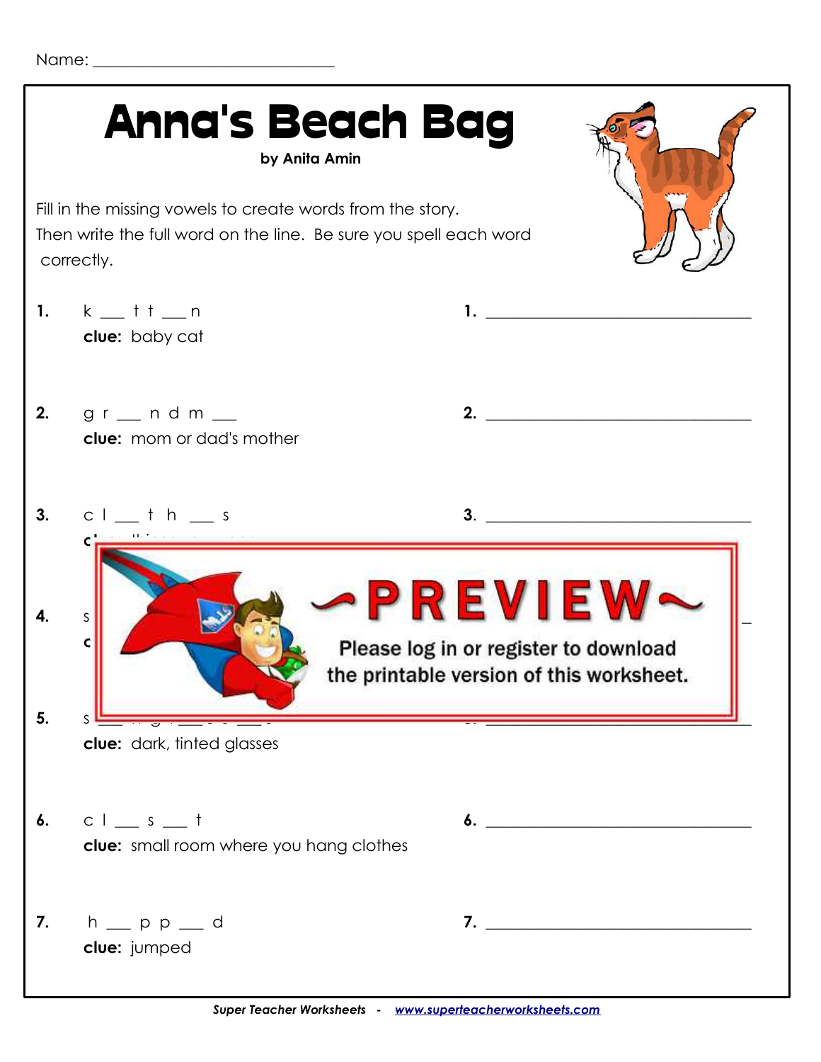Name: ______________________________

# Anna's Beach Bag

**by Anita Amin**

Fill in the missing vowels to create words from the story.
Then write the full word on the line. Be sure you spell each word correctly.

**1.** k ___ t t ___ n
**clue:** baby cat

**1.** ______________________________

**2.** g r ___ n d m ___
**clue:** mom or dad's mother

**2.** ______________________________

**3.** c l ___ t h ___ s

**3.** ______________________________

~PREVIEW~

Please log in or register to download the printable version of this worksheet.

**4.** s

**5.** s
**clue:** dark, tinted glasses

**6.** c l ___ s ___ t
**clue:** small room where you hang clothes

**6.** ______________________________

**7.** h ___ p p ___ d
**clue:** jumped

**7.** ______________________________

*Super Teacher Worksheets - www.superteacherworksheets.com*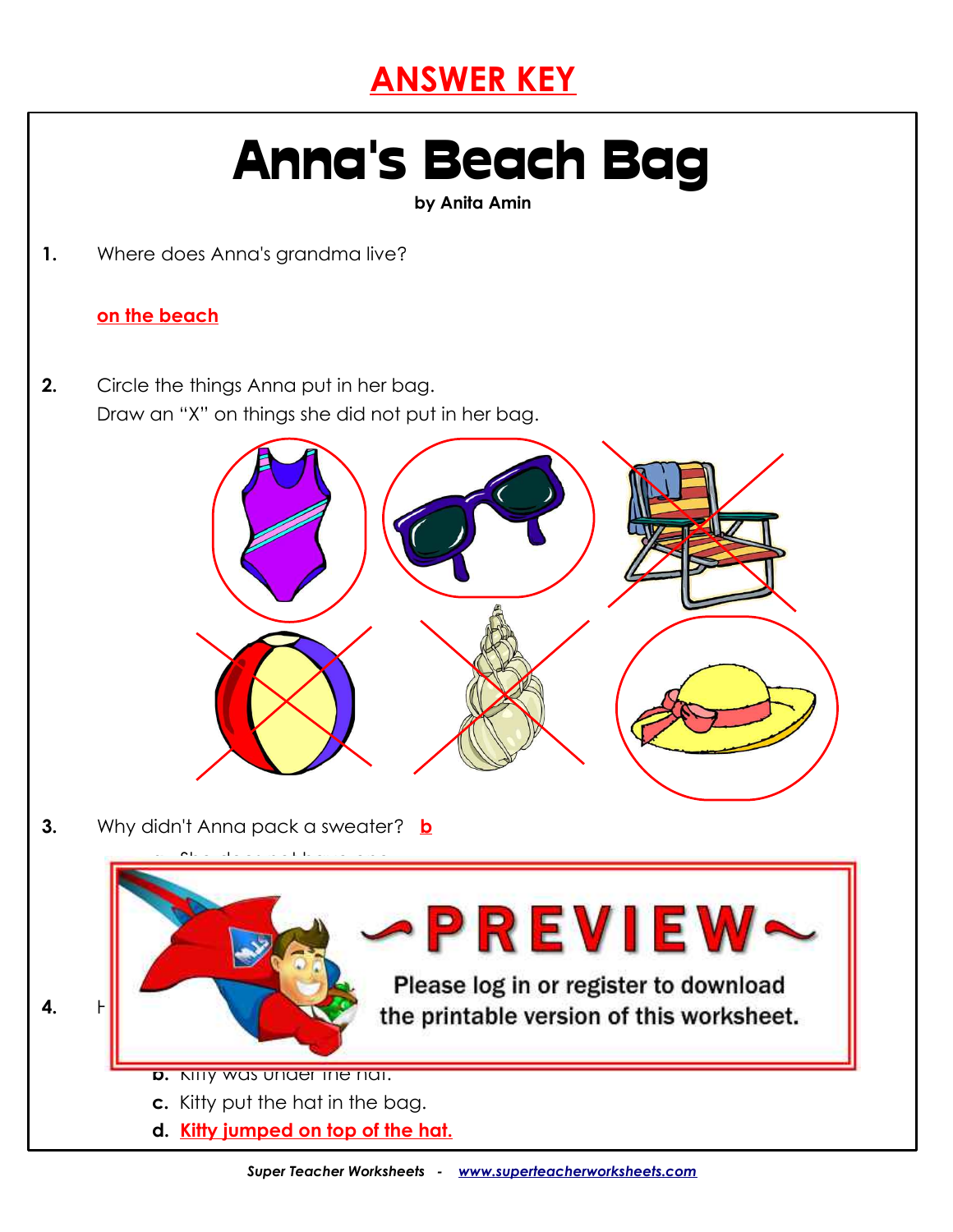## ANSWER KEY

# Anna's Beach Bag

**by Anita Amin**

**1.** Where does Anna's grandma live?

**on the beach**

**2.** Circle the things Anna put in her bag.
Draw an "X" on things she did not put in her bag.

**3.** Why didn't Anna pack a sweater? **b**

a. She does not have one.

~PREVIEW~

Please log in or register to download the printable version of this worksheet.

**4.** H

**b.** Kitty was under the hat.

**c.** Kitty put the hat in the bag.

**d.** **Kitty jumped on top of the hat.**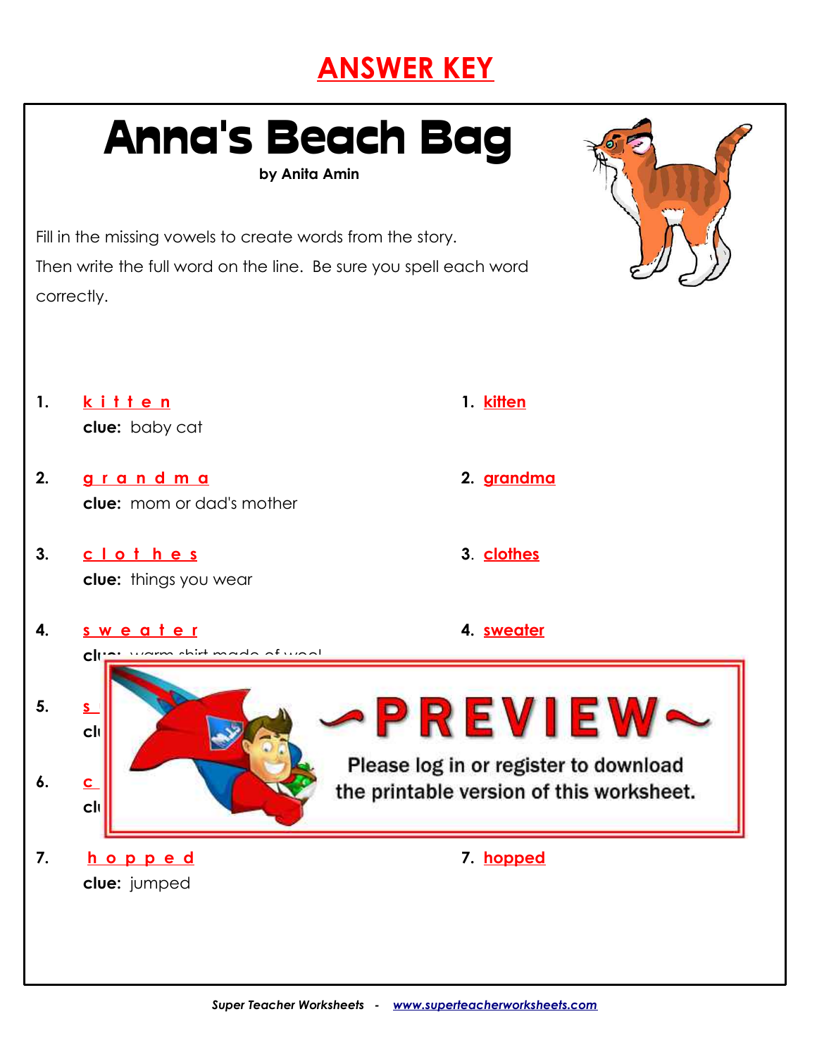# ANSWER KEY

## Anna's Beach Bag

**by Anita Amin**

Fill in the missing vowels to create words from the story.

Then write the full word on the line. Be sure you spell each word correctly.

**1.** k i t t e n
**clue:** baby cat

**1.** kitten

**2.** g r a n d m a
**clue:** mom or dad's mother

**2.** grandma

**3.** c l o t h e s
**clue:** things you wear

**3.** clothes

**4.** s w e a t e r
**clue:** warm shirt made of wool

**4.** sweater

**5.** s

**6.** c

**7.** h o p p e d
**clue:** jumped

**7.** hopped

~PREVIEW~

Please log in or register to download the printable version of this worksheet.

*Super Teacher Worksheets - www.superteacherworksheets.com*